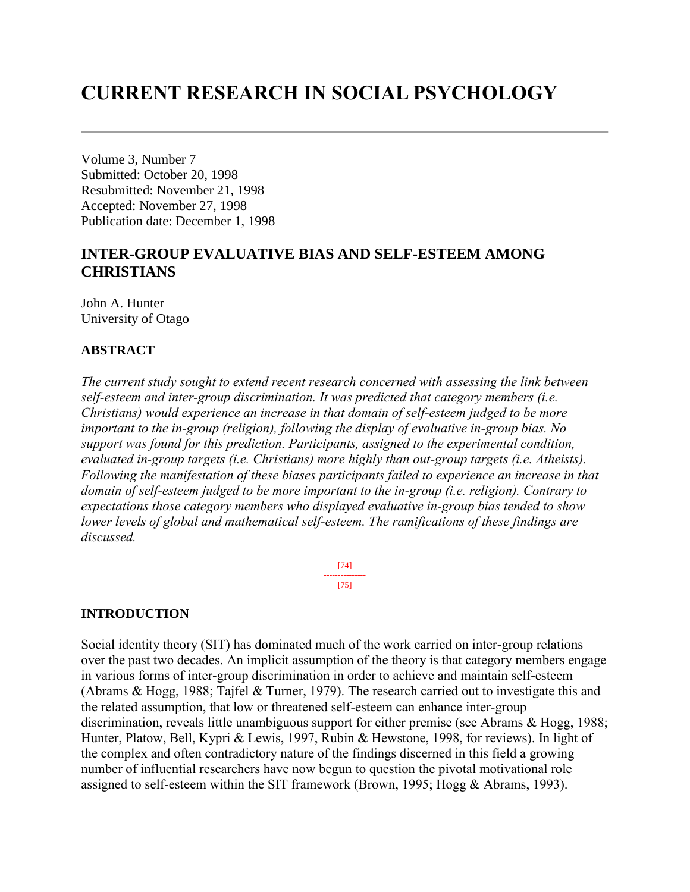# CURRENT RESEARCH IN SOCIAL PSYCHOLOGY

Volume 3, Number 7
Submitted: October 20, 1998
Resubmitted: November 21, 1998
Accepted: November 27, 1998
Publication date: December 1, 1998

## INTER-GROUP EVALUATIVE BIAS AND SELF-ESTEEM AMONG CHRISTIANS

John A. Hunter
University of Otago

### ABSTRACT

*The current study sought to extend recent research concerned with assessing the link between self-esteem and inter-group discrimination. It was predicted that category members (i.e. Christians) would experience an increase in that domain of self-esteem judged to be more important to the in-group (religion), following the display of evaluative in-group bias. No support was found for this prediction. Participants, assigned to the experimental condition, evaluated in-group targets (i.e. Christians) more highly than out-group targets (i.e. Atheists). Following the manifestation of these biases participants failed to experience an increase in that domain of self-esteem judged to be more important to the in-group (i.e. religion). Contrary to expectations those category members who displayed evaluative in-group bias tended to show lower levels of global and mathematical self-esteem. The ramifications of these findings are discussed.*

### INTRODUCTION

Social identity theory (SIT) has dominated much of the work carried on inter-group relations over the past two decades. An implicit assumption of the theory is that category members engage in various forms of inter-group discrimination in order to achieve and maintain self-esteem (Abrams & Hogg, 1988; Tajfel & Turner, 1979). The research carried out to investigate this and the related assumption, that low or threatened self-esteem can enhance inter-group discrimination, reveals little unambiguous support for either premise (see Abrams & Hogg, 1988; Hunter, Platow, Bell, Kypri & Lewis, 1997, Rubin & Hewstone, 1998, for reviews). In light of the complex and often contradictory nature of the findings discerned in this field a growing number of influential researchers have now begun to question the pivotal motivational role assigned to self-esteem within the SIT framework (Brown, 1995; Hogg & Abrams, 1993).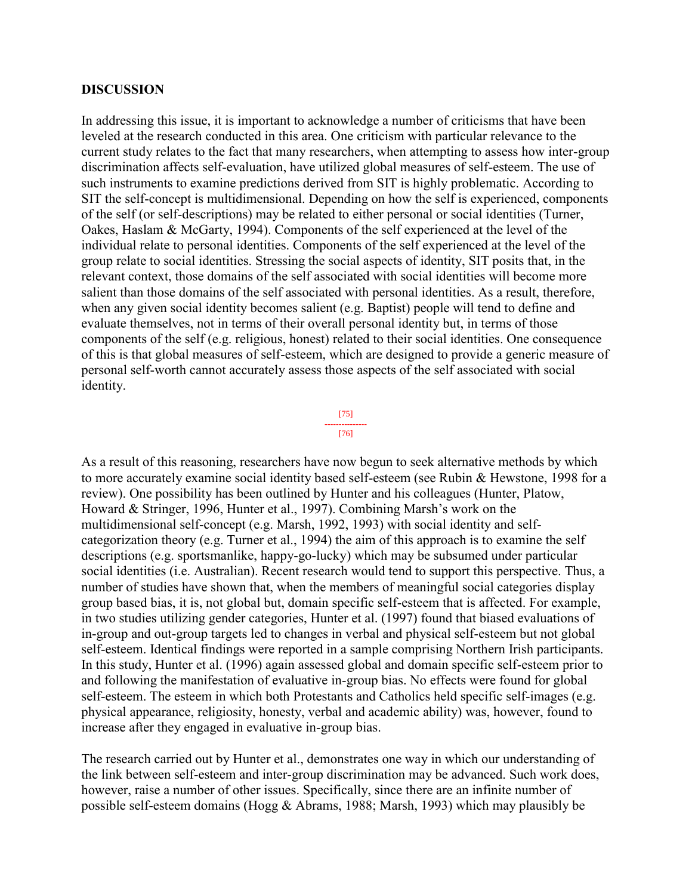## DISCUSSION

In addressing this issue, it is important to acknowledge a number of criticisms that have been leveled at the research conducted in this area. One criticism with particular relevance to the current study relates to the fact that many researchers, when attempting to assess how inter-group discrimination affects self-evaluation, have utilized global measures of self-esteem. The use of such instruments to examine predictions derived from SIT is highly problematic. According to SIT the self-concept is multidimensional. Depending on how the self is experienced, components of the self (or self-descriptions) may be related to either personal or social identities (Turner, Oakes, Haslam & McGarty, 1994). Components of the self experienced at the level of the individual relate to personal identities. Components of the self experienced at the level of the group relate to social identities. Stressing the social aspects of identity, SIT posits that, in the relevant context, those domains of the self associated with social identities will become more salient than those domains of the self associated with personal identities. As a result, therefore, when any given social identity becomes salient (e.g. Baptist) people will tend to define and evaluate themselves, not in terms of their overall personal identity but, in terms of those components of the self (e.g. religious, honest) related to their social identities. One consequence of this is that global measures of self-esteem, which are designed to provide a generic measure of personal self-worth cannot accurately assess those aspects of the self associated with social identity.

As a result of this reasoning, researchers have now begun to seek alternative methods by which to more accurately examine social identity based self-esteem (see Rubin & Hewstone, 1998 for a review). One possibility has been outlined by Hunter and his colleagues (Hunter, Platow, Howard & Stringer, 1996, Hunter et al., 1997). Combining Marsh's work on the multidimensional self-concept (e.g. Marsh, 1992, 1993) with social identity and self-categorization theory (e.g. Turner et al., 1994) the aim of this approach is to examine the self descriptions (e.g. sportsmanlike, happy-go-lucky) which may be subsumed under particular social identities (i.e. Australian). Recent research would tend to support this perspective. Thus, a number of studies have shown that, when the members of meaningful social categories display group based bias, it is, not global but, domain specific self-esteem that is affected. For example, in two studies utilizing gender categories, Hunter et al. (1997) found that biased evaluations of in-group and out-group targets led to changes in verbal and physical self-esteem but not global self-esteem. Identical findings were reported in a sample comprising Northern Irish participants. In this study, Hunter et al. (1996) again assessed global and domain specific self-esteem prior to and following the manifestation of evaluative in-group bias. No effects were found for global self-esteem. The esteem in which both Protestants and Catholics held specific self-images (e.g. physical appearance, religiosity, honesty, verbal and academic ability) was, however, found to increase after they engaged in evaluative in-group bias.

The research carried out by Hunter et al., demonstrates one way in which our understanding of the link between self-esteem and inter-group discrimination may be advanced. Such work does, however, raise a number of other issues. Specifically, since there are an infinite number of possible self-esteem domains (Hogg & Abrams, 1988; Marsh, 1993) which may plausibly be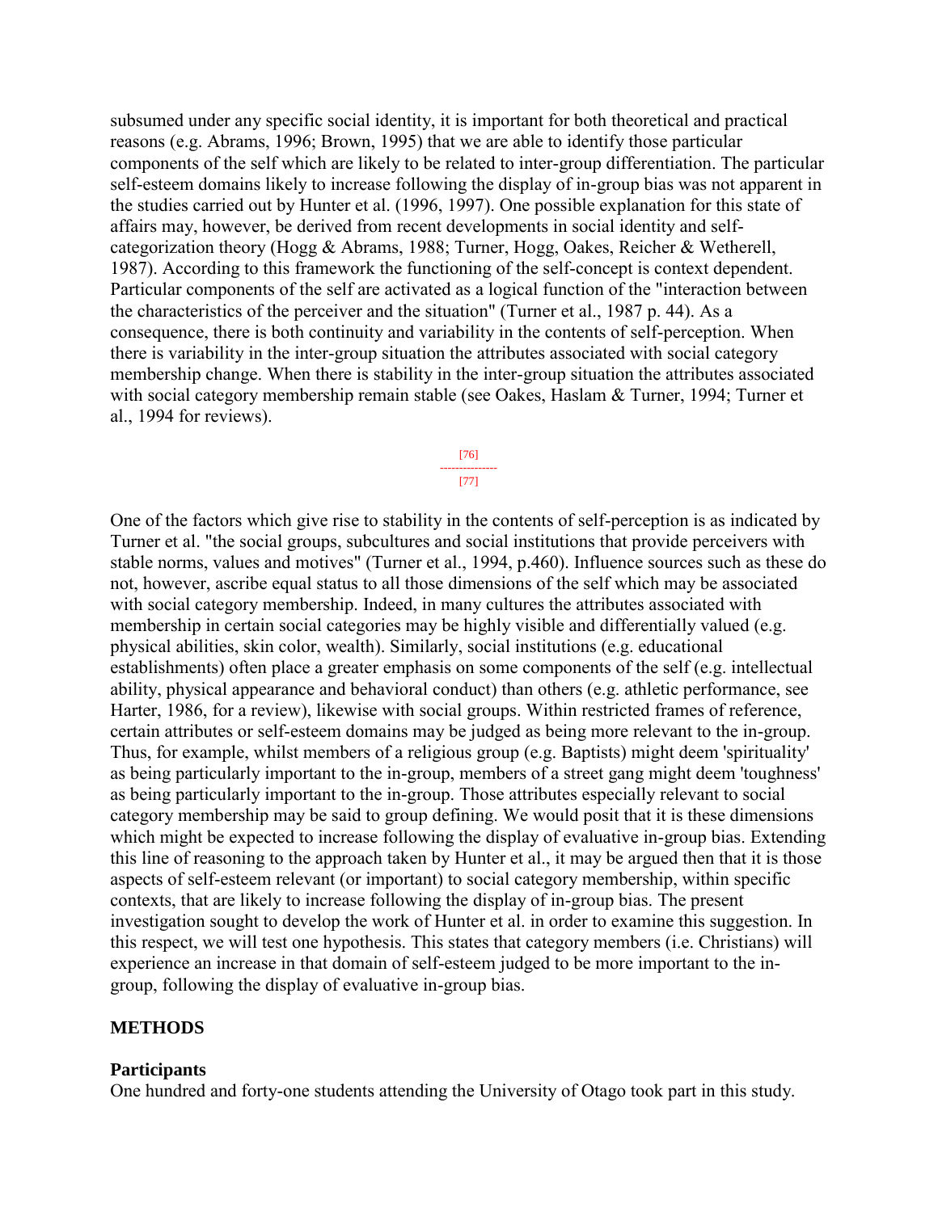subsumed under any specific social identity, it is important for both theoretical and practical reasons (e.g. Abrams, 1996; Brown, 1995) that we are able to identify those particular components of the self which are likely to be related to inter-group differentiation. The particular self-esteem domains likely to increase following the display of in-group bias was not apparent in the studies carried out by Hunter et al. (1996, 1997). One possible explanation for this state of affairs may, however, be derived from recent developments in social identity and self-categorization theory (Hogg & Abrams, 1988; Turner, Hogg, Oakes, Reicher & Wetherell, 1987). According to this framework the functioning of the self-concept is context dependent. Particular components of the self are activated as a logical function of the "interaction between the characteristics of the perceiver and the situation" (Turner et al., 1987 p. 44). As a consequence, there is both continuity and variability in the contents of self-perception. When there is variability in the inter-group situation the attributes associated with social category membership change. When there is stability in the inter-group situation the attributes associated with social category membership remain stable (see Oakes, Haslam & Turner, 1994; Turner et al., 1994 for reviews).

One of the factors which give rise to stability in the contents of self-perception is as indicated by Turner et al. "the social groups, subcultures and social institutions that provide perceivers with stable norms, values and motives" (Turner et al., 1994, p.460). Influence sources such as these do not, however, ascribe equal status to all those dimensions of the self which may be associated with social category membership. Indeed, in many cultures the attributes associated with membership in certain social categories may be highly visible and differentially valued (e.g. physical abilities, skin color, wealth). Similarly, social institutions (e.g. educational establishments) often place a greater emphasis on some components of the self (e.g. intellectual ability, physical appearance and behavioral conduct) than others (e.g. athletic performance, see Harter, 1986, for a review), likewise with social groups. Within restricted frames of reference, certain attributes or self-esteem domains may be judged as being more relevant to the in-group. Thus, for example, whilst members of a religious group (e.g. Baptists) might deem 'spirituality' as being particularly important to the in-group, members of a street gang might deem 'toughness' as being particularly important to the in-group. Those attributes especially relevant to social category membership may be said to group defining. We would posit that it is these dimensions which might be expected to increase following the display of evaluative in-group bias. Extending this line of reasoning to the approach taken by Hunter et al., it may be argued then that it is those aspects of self-esteem relevant (or important) to social category membership, within specific contexts, that are likely to increase following the display of in-group bias. The present investigation sought to develop the work of Hunter et al. in order to examine this suggestion. In this respect, we will test one hypothesis. This states that category members (i.e. Christians) will experience an increase in that domain of self-esteem judged to be more important to the in-group, following the display of evaluative in-group bias.

## METHODS

### Participants

One hundred and forty-one students attending the University of Otago took part in this study.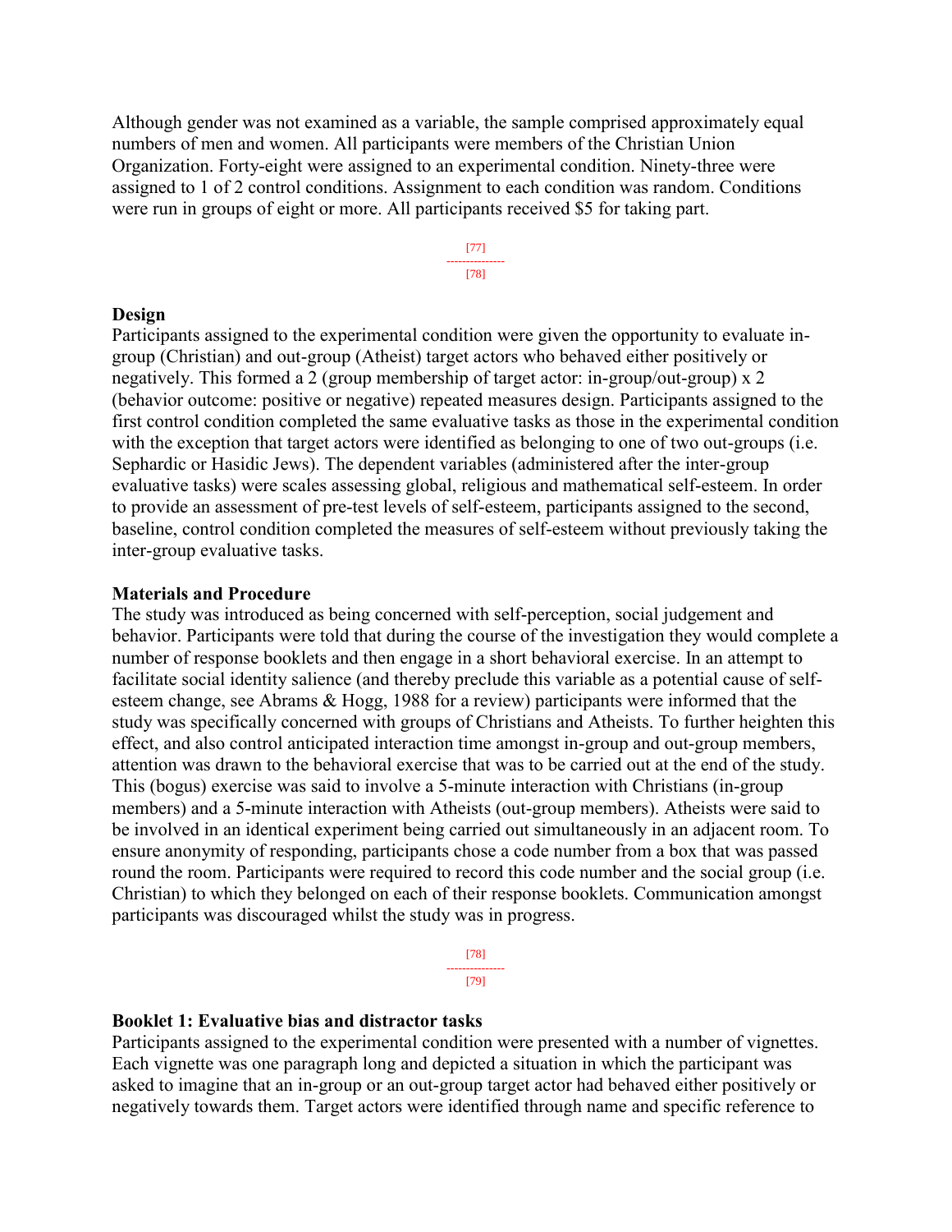Although gender was not examined as a variable, the sample comprised approximately equal numbers of men and women. All participants were members of the Christian Union Organization. Forty-eight were assigned to an experimental condition. Ninety-three were assigned to 1 of 2 control conditions. Assignment to each condition was random. Conditions were run in groups of eight or more. All participants received $5 for taking part.

### Design

Participants assigned to the experimental condition were given the opportunity to evaluate in-group (Christian) and out-group (Atheist) target actors who behaved either positively or negatively. This formed a 2 (group membership of target actor: in-group/out-group) x 2 (behavior outcome: positive or negative) repeated measures design. Participants assigned to the first control condition completed the same evaluative tasks as those in the experimental condition with the exception that target actors were identified as belonging to one of two out-groups (i.e. Sephardic or Hasidic Jews). The dependent variables (administered after the inter-group evaluative tasks) were scales assessing global, religious and mathematical self-esteem. In order to provide an assessment of pre-test levels of self-esteem, participants assigned to the second, baseline, control condition completed the measures of self-esteem without previously taking the inter-group evaluative tasks.

### Materials and Procedure

The study was introduced as being concerned with self-perception, social judgement and behavior. Participants were told that during the course of the investigation they would complete a number of response booklets and then engage in a short behavioral exercise. In an attempt to facilitate social identity salience (and thereby preclude this variable as a potential cause of self-esteem change, see Abrams & Hogg, 1988 for a review) participants were informed that the study was specifically concerned with groups of Christians and Atheists. To further heighten this effect, and also control anticipated interaction time amongst in-group and out-group members, attention was drawn to the behavioral exercise that was to be carried out at the end of the study. This (bogus) exercise was said to involve a 5-minute interaction with Christians (in-group members) and a 5-minute interaction with Atheists (out-group members). Atheists were said to be involved in an identical experiment being carried out simultaneously in an adjacent room. To ensure anonymity of responding, participants chose a code number from a box that was passed round the room. Participants were required to record this code number and the social group (i.e. Christian) to which they belonged on each of their response booklets. Communication amongst participants was discouraged whilst the study was in progress.

### Booklet 1: Evaluative bias and distractor tasks

Participants assigned to the experimental condition were presented with a number of vignettes. Each vignette was one paragraph long and depicted a situation in which the participant was asked to imagine that an in-group or an out-group target actor had behaved either positively or negatively towards them. Target actors were identified through name and specific reference to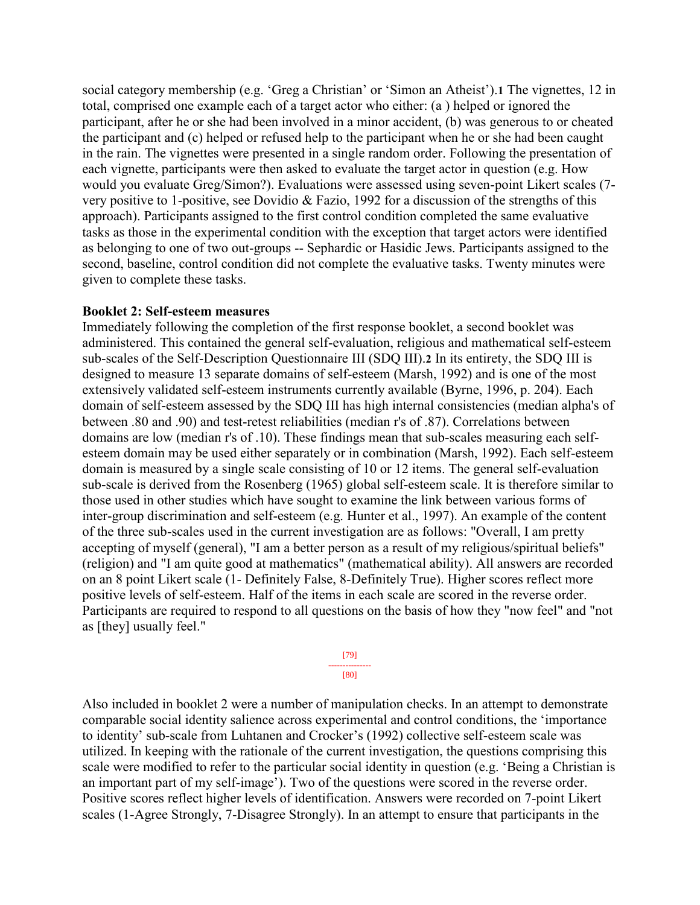social category membership (e.g. 'Greg a Christian' or 'Simon an Atheist').[1] The vignettes, 12 in total, comprised one example each of a target actor who either: (a ) helped or ignored the participant, after he or she had been involved in a minor accident, (b) was generous to or cheated the participant and (c) helped or refused help to the participant when he or she had been caught in the rain. The vignettes were presented in a single random order. Following the presentation of each vignette, participants were then asked to evaluate the target actor in question (e.g. How would you evaluate Greg/Simon?). Evaluations were assessed using seven-point Likert scales (7-very positive to 1-positive, see Dovidio & Fazio, 1992 for a discussion of the strengths of this approach). Participants assigned to the first control condition completed the same evaluative tasks as those in the experimental condition with the exception that target actors were identified as belonging to one of two out-groups -- Sephardic or Hasidic Jews. Participants assigned to the second, baseline, control condition did not complete the evaluative tasks. Twenty minutes were given to complete these tasks.

**Booklet 2: Self-esteem measures**

Immediately following the completion of the first response booklet, a second booklet was administered. This contained the general self-evaluation, religious and mathematical self-esteem sub-scales of the Self-Description Questionnaire III (SDQ III).[2] In its entirety, the SDQ III is designed to measure 13 separate domains of self-esteem (Marsh, 1992) and is one of the most extensively validated self-esteem instruments currently available (Byrne, 1996, p. 204). Each domain of self-esteem assessed by the SDQ III has high internal consistencies (median alpha's of between .80 and .90) and test-retest reliabilities (median r's of .87). Correlations between domains are low (median r's of .10). These findings mean that sub-scales measuring each self-esteem domain may be used either separately or in combination (Marsh, 1992). Each self-esteem domain is measured by a single scale consisting of 10 or 12 items. The general self-evaluation sub-scale is derived from the Rosenberg (1965) global self-esteem scale. It is therefore similar to those used in other studies which have sought to examine the link between various forms of inter-group discrimination and self-esteem (e.g. Hunter et al., 1997). An example of the content of the three sub-scales used in the current investigation are as follows: "Overall, I am pretty accepting of myself (general), "I am a better person as a result of my religious/spiritual beliefs" (religion) and "I am quite good at mathematics" (mathematical ability). All answers are recorded on an 8 point Likert scale (1- Definitely False, 8-Definitely True). Higher scores reflect more positive levels of self-esteem. Half of the items in each scale are scored in the reverse order. Participants are required to respond to all questions on the basis of how they "now feel" and "not as [they] usually feel."

Also included in booklet 2 were a number of manipulation checks. In an attempt to demonstrate comparable social identity salience across experimental and control conditions, the 'importance to identity' sub-scale from Luhtanen and Crocker's (1992) collective self-esteem scale was utilized. In keeping with the rationale of the current investigation, the questions comprising this scale were modified to refer to the particular social identity in question (e.g. 'Being a Christian is an important part of my self-image'). Two of the questions were scored in the reverse order. Positive scores reflect higher levels of identification. Answers were recorded on 7-point Likert scales (1-Agree Strongly, 7-Disagree Strongly). In an attempt to ensure that participants in the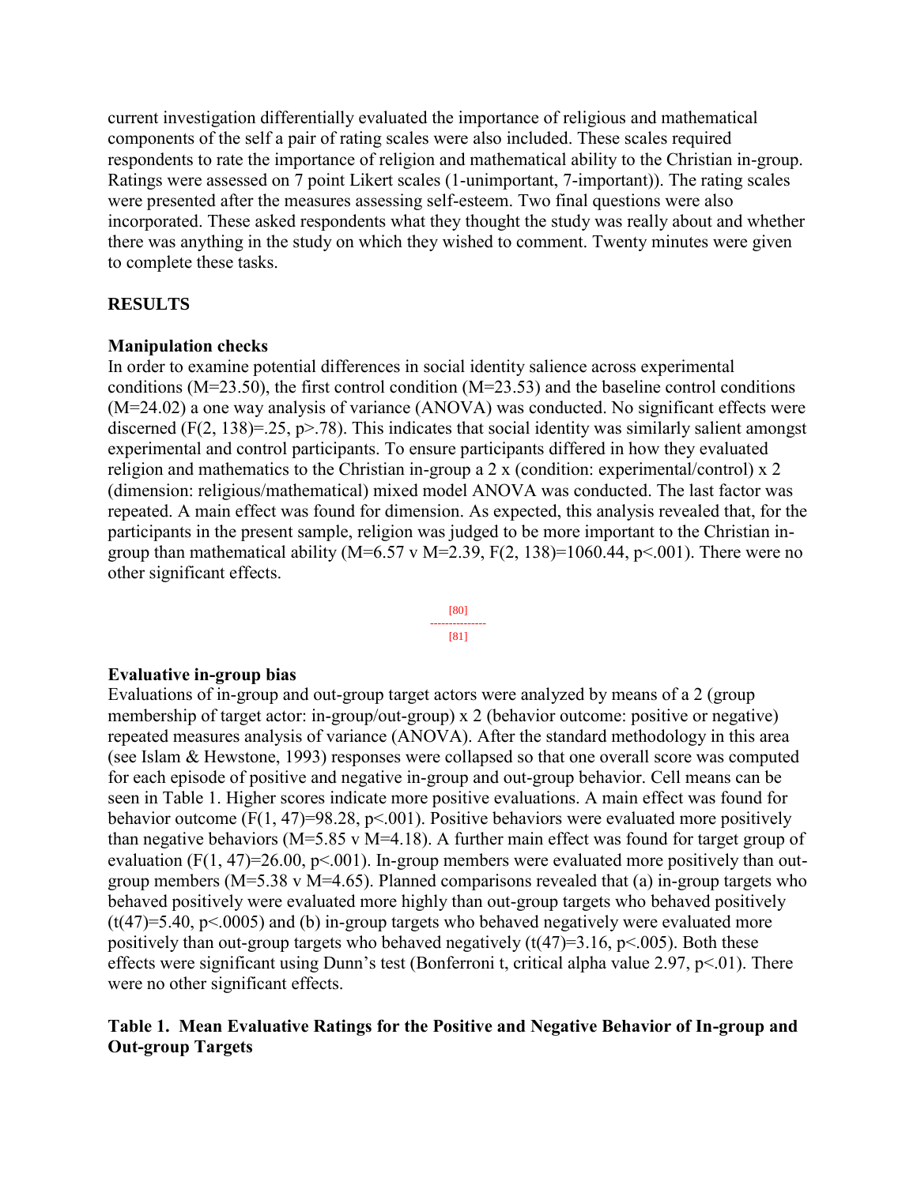current investigation differentially evaluated the importance of religious and mathematical components of the self a pair of rating scales were also included. These scales required respondents to rate the importance of religion and mathematical ability to the Christian in-group. Ratings were assessed on 7 point Likert scales (1-unimportant, 7-important)). The rating scales were presented after the measures assessing self-esteem. Two final questions were also incorporated. These asked respondents what they thought the study was really about and whether there was anything in the study on which they wished to comment. Twenty minutes were given to complete these tasks.

## RESULTS

### Manipulation checks

In order to examine potential differences in social identity salience across experimental conditions ($M=23.50$), the first control condition ($M=23.53$) and the baseline control conditions ($M=24.02$) a one way analysis of variance (ANOVA) was conducted. No significant effects were discerned ($F(2, 138)=.25$, $p>.78$). This indicates that social identity was similarly salient amongst experimental and control participants. To ensure participants differed in how they evaluated religion and mathematics to the Christian in-group a 2 x (condition: experimental/control) x 2 (dimension: religious/mathematical) mixed model ANOVA was conducted. The last factor was repeated. A main effect was found for dimension. As expected, this analysis revealed that, for the participants in the present sample, religion was judged to be more important to the Christian in-group than mathematical ability ($M=6.57$ v $M=2.39$, $F(2, 138)=1060.44$, $p<.001$). There were no other significant effects.

[80]

[81]

### Evaluative in-group bias

Evaluations of in-group and out-group target actors were analyzed by means of a 2 (group membership of target actor: in-group/out-group) x 2 (behavior outcome: positive or negative) repeated measures analysis of variance (ANOVA). After the standard methodology in this area (see Islam & Hewstone, 1993) responses were collapsed so that one overall score was computed for each episode of positive and negative in-group and out-group behavior. Cell means can be seen in Table 1. Higher scores indicate more positive evaluations. A main effect was found for behavior outcome ($F(1, 47)=98.28$, $p<.001$). Positive behaviors were evaluated more positively than negative behaviors ($M=5.85$ v $M=4.18$). A further main effect was found for target group of evaluation ($F(1, 47)=26.00$, $p<.001$). In-group members were evaluated more positively than out-group members ($M=5.38$ v $M=4.65$). Planned comparisons revealed that (a) in-group targets who behaved positively were evaluated more highly than out-group targets who behaved positively ($t(47)=5.40$, $p<.0005$) and (b) in-group targets who behaved negatively were evaluated more positively than out-group targets who behaved negatively ($t(47)=3.16$, $p<.005$). Both these effects were significant using Dunn's test (Bonferroni t, critical alpha value 2.97, $p<.01$). There were no other significant effects.

**Table 1. Mean Evaluative Ratings for the Positive and Negative Behavior of In-group and Out-group Targets**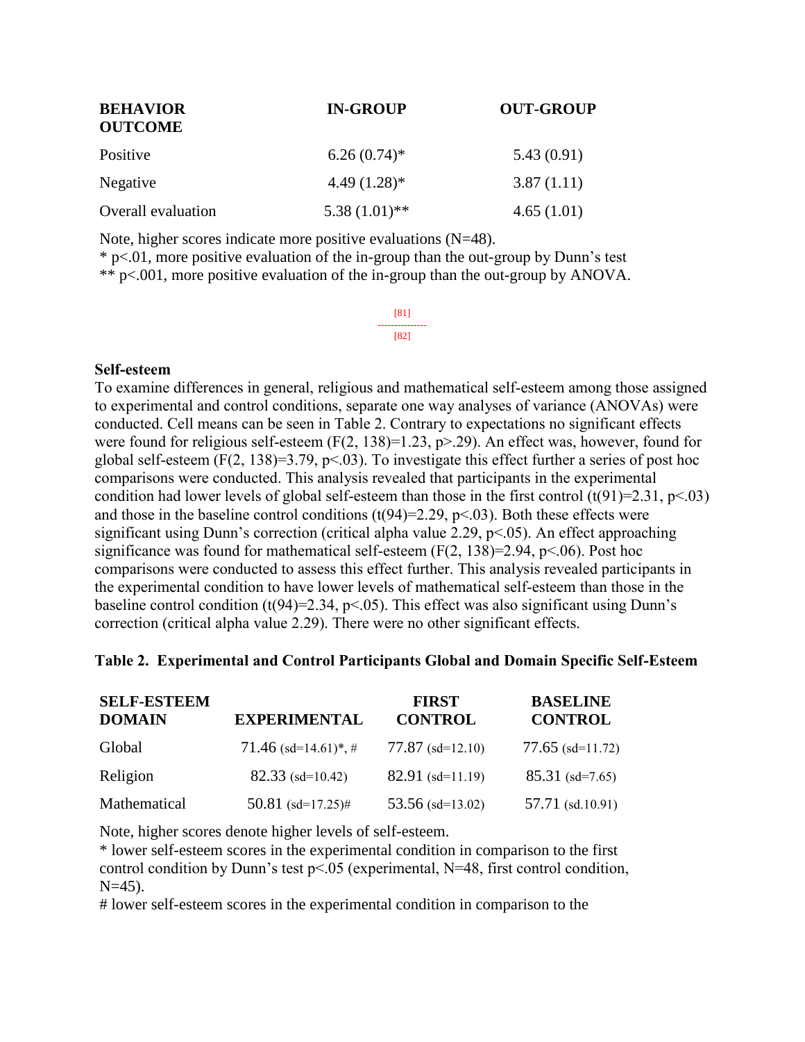| BEHAVIOR OUTCOME | IN-GROUP | OUT-GROUP |
|---|---|---|
| Positive | 6.26 (0.74)* | 5.43 (0.91) |
| Negative | 4.49 (1.28)* | 3.87 (1.11) |
| Overall evaluation | 5.38 (1.01)** | 4.65 (1.01) |

Note, higher scores indicate more positive evaluations (N=48).
* p<.01, more positive evaluation of the in-group than the out-group by Dunn's test
** p<.001, more positive evaluation of the in-group than the out-group by ANOVA.

[81]
---------------
[82]

**Self-esteem**

To examine differences in general, religious and mathematical self-esteem among those assigned to experimental and control conditions, separate one way analyses of variance (ANOVAs) were conducted. Cell means can be seen in Table 2. Contrary to expectations no significant effects were found for religious self-esteem ($F(2, 138)=1.23$, $p>.29$). An effect was, however, found for global self-esteem ($F(2, 138)=3.79$, $p<.03$). To investigate this effect further a series of post hoc comparisons were conducted. This analysis revealed that participants in the experimental condition had lower levels of global self-esteem than those in the first control ($t(91)=2.31$, $p<.03$) and those in the baseline control conditions ($t(94)=2.29$, $p<.03$). Both these effects were significant using Dunn's correction (critical alpha value 2.29, $p<.05$). An effect approaching significance was found for mathematical self-esteem ($F(2, 138)=2.94$, $p<.06$). Post hoc comparisons were conducted to assess this effect further. This analysis revealed participants in the experimental condition to have lower levels of mathematical self-esteem than those in the baseline control condition ($t(94)=2.34$, $p<.05$). This effect was also significant using Dunn's correction (critical alpha value 2.29). There were no other significant effects.

**Table 2. Experimental and Control Participants Global and Domain Specific Self-Esteem**

| SELF-ESTEEM DOMAIN | EXPERIMENTAL | FIRST CONTROL | BASELINE CONTROL |
|---|---|---|---|
| Global | 71.46 (sd=14.61)*, # | 77.87 (sd=12.10) | 77.65 (sd=11.72) |
| Religion | 82.33 (sd=10.42) | 82.91 (sd=11.19) | 85.31 (sd=7.65) |
| Mathematical | 50.81 (sd=17.25)# | 53.56 (sd=13.02) | 57.71 (sd.10.91) |

Note, higher scores denote higher levels of self-esteem.
* lower self-esteem scores in the experimental condition in comparison to the first control condition by Dunn's test p<.05 (experimental, N=48, first control condition, N=45).
# lower self-esteem scores in the experimental condition in comparison to the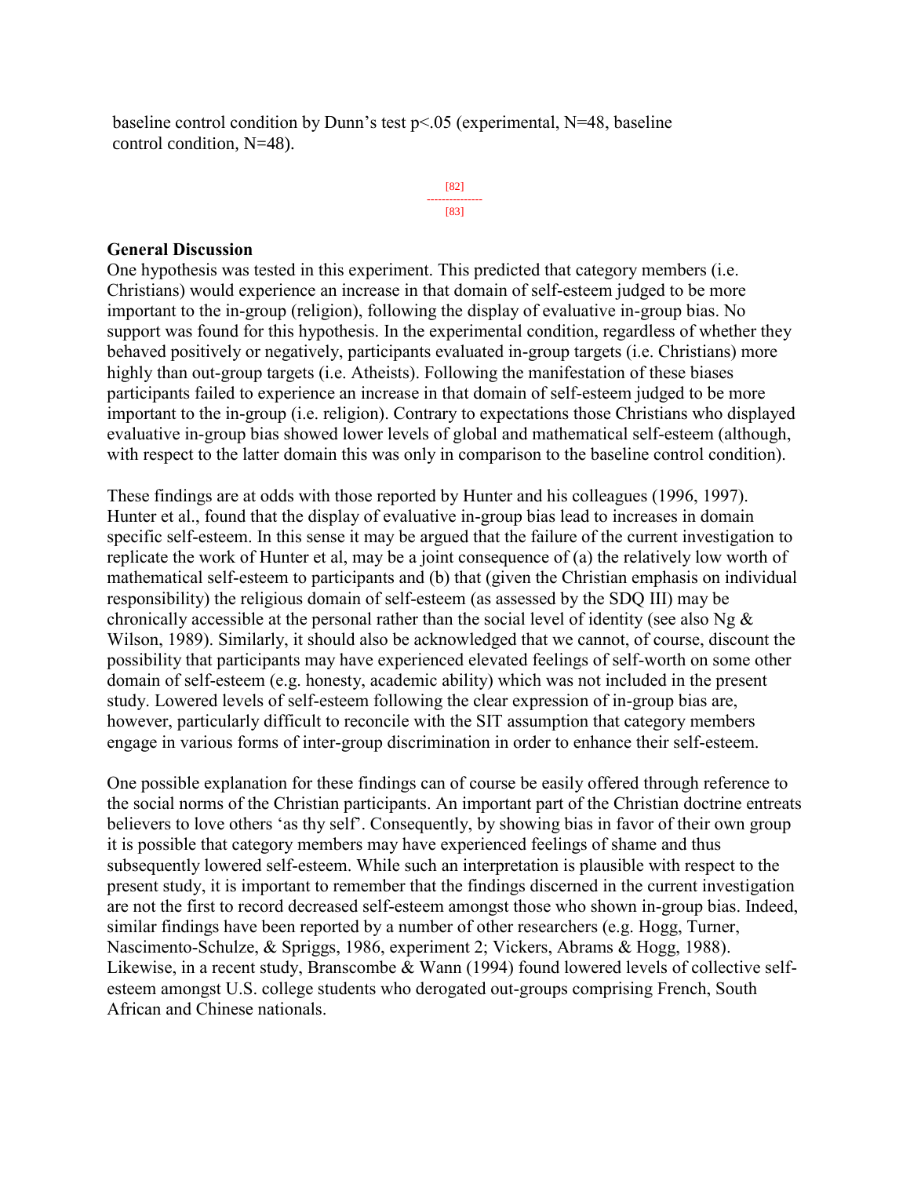baseline control condition by Dunn's test $p<.05$ (experimental, N=48, baseline control condition, N=48).

## General Discussion

One hypothesis was tested in this experiment. This predicted that category members (i.e. Christians) would experience an increase in that domain of self-esteem judged to be more important to the in-group (religion), following the display of evaluative in-group bias. No support was found for this hypothesis. In the experimental condition, regardless of whether they behaved positively or negatively, participants evaluated in-group targets (i.e. Christians) more highly than out-group targets (i.e. Atheists). Following the manifestation of these biases participants failed to experience an increase in that domain of self-esteem judged to be more important to the in-group (i.e. religion). Contrary to expectations those Christians who displayed evaluative in-group bias showed lower levels of global and mathematical self-esteem (although, with respect to the latter domain this was only in comparison to the baseline control condition).

These findings are at odds with those reported by Hunter and his colleagues (1996, 1997). Hunter et al., found that the display of evaluative in-group bias lead to increases in domain specific self-esteem. In this sense it may be argued that the failure of the current investigation to replicate the work of Hunter et al, may be a joint consequence of (a) the relatively low worth of mathematical self-esteem to participants and (b) that (given the Christian emphasis on individual responsibility) the religious domain of self-esteem (as assessed by the SDQ III) may be chronically accessible at the personal rather than the social level of identity (see also Ng & Wilson, 1989). Similarly, it should also be acknowledged that we cannot, of course, discount the possibility that participants may have experienced elevated feelings of self-worth on some other domain of self-esteem (e.g. honesty, academic ability) which was not included in the present study. Lowered levels of self-esteem following the clear expression of in-group bias are, however, particularly difficult to reconcile with the SIT assumption that category members engage in various forms of inter-group discrimination in order to enhance their self-esteem.

One possible explanation for these findings can of course be easily offered through reference to the social norms of the Christian participants. An important part of the Christian doctrine entreats believers to love others 'as thy self'. Consequently, by showing bias in favor of their own group it is possible that category members may have experienced feelings of shame and thus subsequently lowered self-esteem. While such an interpretation is plausible with respect to the present study, it is important to remember that the findings discerned in the current investigation are not the first to record decreased self-esteem amongst those who shown in-group bias. Indeed, similar findings have been reported by a number of other researchers (e.g. Hogg, Turner, Nascimento-Schulze, & Spriggs, 1986, experiment 2; Vickers, Abrams & Hogg, 1988). Likewise, in a recent study, Branscombe & Wann (1994) found lowered levels of collective self-esteem amongst U.S. college students who derogated out-groups comprising French, South African and Chinese nationals.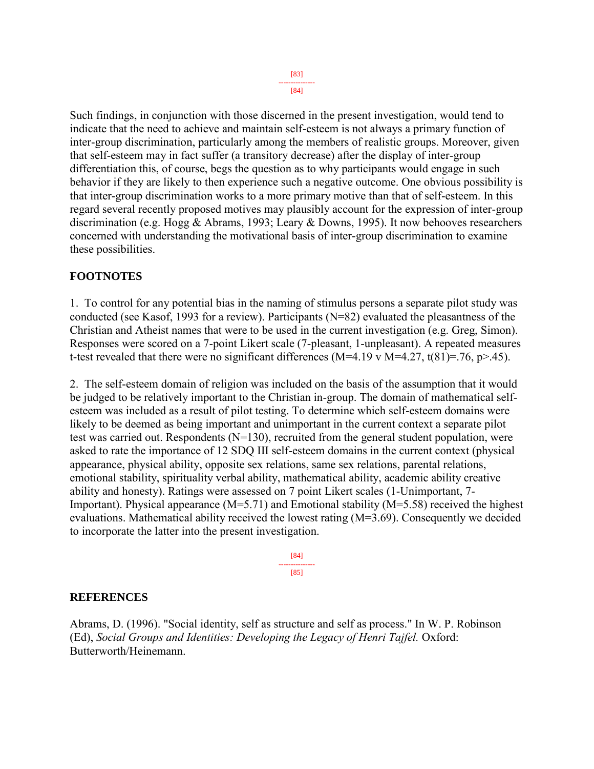Such findings, in conjunction with those discerned in the present investigation, would tend to indicate that the need to achieve and maintain self-esteem is not always a primary function of inter-group discrimination, particularly among the members of realistic groups. Moreover, given that self-esteem may in fact suffer (a transitory decrease) after the display of inter-group differentiation this, of course, begs the question as to why participants would engage in such behavior if they are likely to then experience such a negative outcome. One obvious possibility is that inter-group discrimination works to a more primary motive than that of self-esteem. In this regard several recently proposed motives may plausibly account for the expression of inter-group discrimination (e.g. Hogg & Abrams, 1993; Leary & Downs, 1995). It now behooves researchers concerned with understanding the motivational basis of inter-group discrimination to examine these possibilities.

## FOOTNOTES

1. To control for any potential bias in the naming of stimulus persons a separate pilot study was conducted (see Kasof, 1993 for a review). Participants (N=82) evaluated the pleasantness of the Christian and Atheist names that were to be used in the current investigation (e.g. Greg, Simon). Responses were scored on a 7-point Likert scale (7-pleasant, 1-unpleasant). A repeated measures t-test revealed that there were no significant differences ($M=4.19$ v $M=4.27$, $t(81)=.76$, $p>.45$).

2. The self-esteem domain of religion was included on the basis of the assumption that it would be judged to be relatively important to the Christian in-group. The domain of mathematical self-esteem was included as a result of pilot testing. To determine which self-esteem domains were likely to be deemed as being important and unimportant in the current context a separate pilot test was carried out. Respondents (N=130), recruited from the general student population, were asked to rate the importance of 12 SDQ III self-esteem domains in the current context (physical appearance, physical ability, opposite sex relations, same sex relations, parental relations, emotional stability, spirituality verbal ability, mathematical ability, academic ability creative ability and honesty). Ratings were assessed on 7 point Likert scales (1-Unimportant, 7-Important). Physical appearance (M=5.71) and Emotional stability (M=5.58) received the highest evaluations. Mathematical ability received the lowest rating (M=3.69). Consequently we decided to incorporate the latter into the present investigation.

## REFERENCES

Abrams, D. (1996). "Social identity, self as structure and self as process." In W. P. Robinson (Ed), *Social Groups and Identities: Developing the Legacy of Henri Tajfel.* Oxford: Butterworth/Heinemann.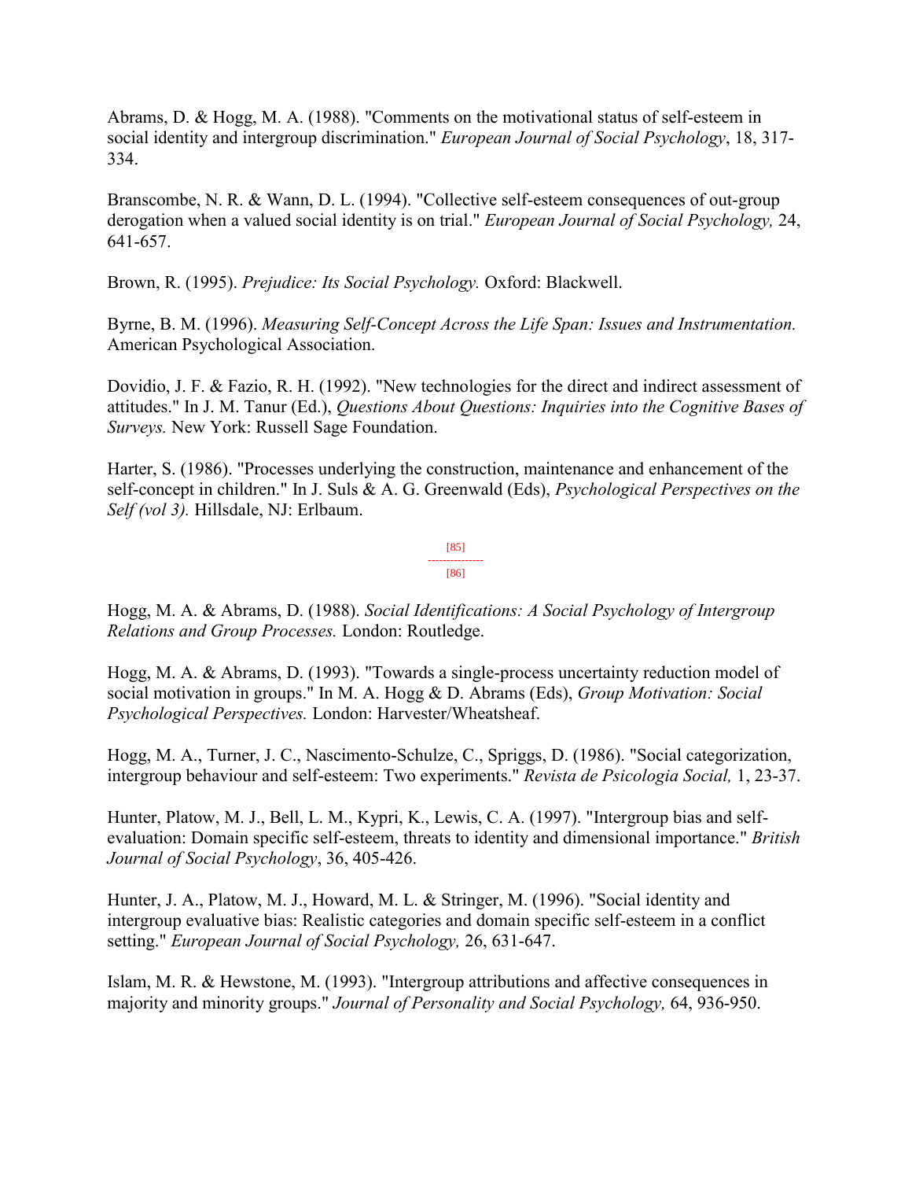Abrams, D. & Hogg, M. A. (1988). "Comments on the motivational status of self-esteem in social identity and intergroup discrimination." *European Journal of Social Psychology*, 18, 317-334.

Branscombe, N. R. & Wann, D. L. (1994). "Collective self-esteem consequences of out-group derogation when a valued social identity is on trial." *European Journal of Social Psychology,* 24, 641-657.

Brown, R. (1995). *Prejudice: Its Social Psychology.* Oxford: Blackwell.

Byrne, B. M. (1996). *Measuring Self-Concept Across the Life Span: Issues and Instrumentation.* American Psychological Association.

Dovidio, J. F. & Fazio, R. H. (1992). "New technologies for the direct and indirect assessment of attitudes." In J. M. Tanur (Ed.), *Questions About Questions: Inquiries into the Cognitive Bases of Surveys.* New York: Russell Sage Foundation.

Harter, S. (1986). "Processes underlying the construction, maintenance and enhancement of the self-concept in children." In J. Suls & A. G. Greenwald (Eds), *Psychological Perspectives on the Self (vol 3).* Hillsdale, NJ: Erlbaum.

Hogg, M. A. & Abrams, D. (1988). *Social Identifications: A Social Psychology of Intergroup Relations and Group Processes.* London: Routledge.

Hogg, M. A. & Abrams, D. (1993). "Towards a single-process uncertainty reduction model of social motivation in groups." In M. A. Hogg & D. Abrams (Eds), *Group Motivation: Social Psychological Perspectives.* London: Harvester/Wheatsheaf.

Hogg, M. A., Turner, J. C., Nascimento-Schulze, C., Spriggs, D. (1986). "Social categorization, intergroup behaviour and self-esteem: Two experiments." *Revista de Psicologia Social,* 1, 23-37.

Hunter, Platow, M. J., Bell, L. M., Kypri, K., Lewis, C. A. (1997). "Intergroup bias and self-evaluation: Domain specific self-esteem, threats to identity and dimensional importance." *British Journal of Social Psychology*, 36, 405-426.

Hunter, J. A., Platow, M. J., Howard, M. L. & Stringer, M. (1996). "Social identity and intergroup evaluative bias: Realistic categories and domain specific self-esteem in a conflict setting." *European Journal of Social Psychology,* 26, 631-647.

Islam, M. R. & Hewstone, M. (1993). "Intergroup attributions and affective consequences in majority and minority groups." *Journal of Personality and Social Psychology,* 64, 936-950.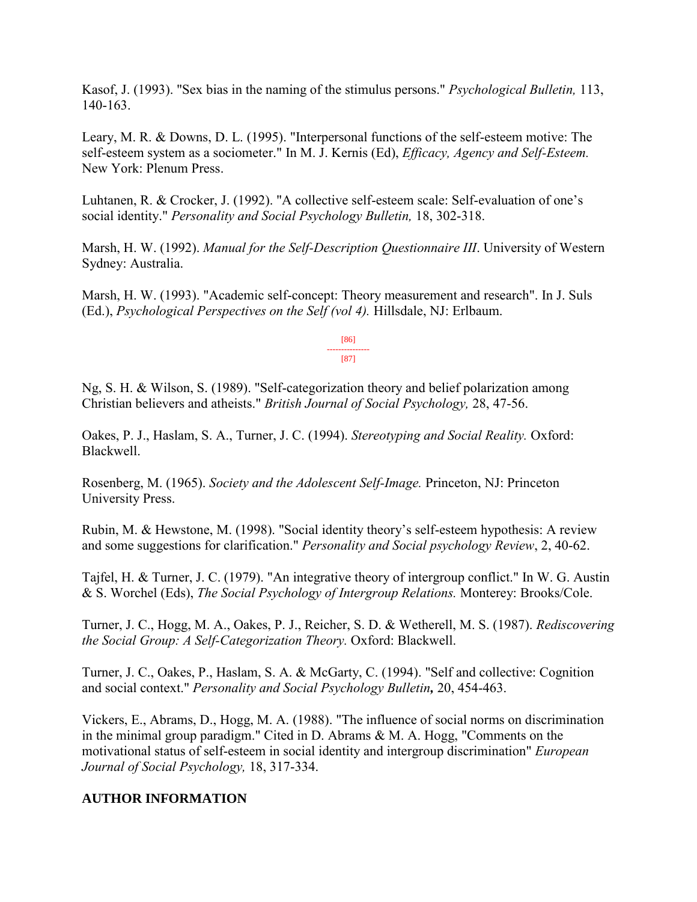Kasof, J. (1993). "Sex bias in the naming of the stimulus persons." *Psychological Bulletin,* 113, 140-163.

Leary, M. R. & Downs, D. L. (1995). "Interpersonal functions of the self-esteem motive: The self-esteem system as a sociometer." In M. J. Kernis (Ed), *Efficacy, Agency and Self-Esteem.* New York: Plenum Press.

Luhtanen, R. & Crocker, J. (1992). "A collective self-esteem scale: Self-evaluation of one's social identity." *Personality and Social Psychology Bulletin,* 18, 302-318.

Marsh, H. W. (1992). *Manual for the Self-Description Questionnaire III*. University of Western Sydney: Australia.

Marsh, H. W. (1993). "Academic self-concept: Theory measurement and research". In J. Suls (Ed.), *Psychological Perspectives on the Self (vol 4).* Hillsdale, NJ: Erlbaum.

[86]
---------------
[87]

Ng, S. H. & Wilson, S. (1989). "Self-categorization theory and belief polarization among Christian believers and atheists." *British Journal of Social Psychology,* 28, 47-56.

Oakes, P. J., Haslam, S. A., Turner, J. C. (1994). *Stereotyping and Social Reality.* Oxford: Blackwell.

Rosenberg, M. (1965). *Society and the Adolescent Self-Image.* Princeton, NJ: Princeton University Press.

Rubin, M. & Hewstone, M. (1998). "Social identity theory's self-esteem hypothesis: A review and some suggestions for clarification." *Personality and Social psychology Review*, 2, 40-62.

Tajfel, H. & Turner, J. C. (1979). "An integrative theory of intergroup conflict." In W. G. Austin & S. Worchel (Eds), *The Social Psychology of Intergroup Relations.* Monterey: Brooks/Cole.

Turner, J. C., Hogg, M. A., Oakes, P. J., Reicher, S. D. & Wetherell, M. S. (1987). *Rediscovering the Social Group: A Self-Categorization Theory.* Oxford: Blackwell.

Turner, J. C., Oakes, P., Haslam, S. A. & McGarty, C. (1994). "Self and collective: Cognition and social context." *Personality and Social Psychology Bulletin***,** 20, 454-463.

Vickers, E., Abrams, D., Hogg, M. A. (1988). "The influence of social norms on discrimination in the minimal group paradigm." Cited in D. Abrams & M. A. Hogg, "Comments on the motivational status of self-esteem in social identity and intergroup discrimination" *European Journal of Social Psychology,* 18, 317-334.

**AUTHOR INFORMATION**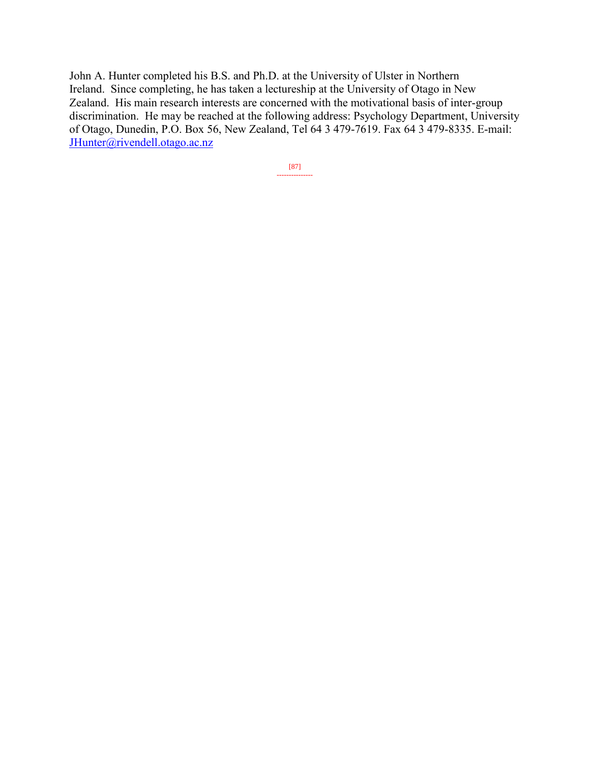John A. Hunter completed his B.S. and Ph.D. at the University of Ulster in Northern Ireland. Since completing, he has taken a lectureship at the University of Otago in New Zealand. His main research interests are concerned with the motivational basis of inter-group discrimination. He may be reached at the following address: Psychology Department, University of Otago, Dunedin, P.O. Box 56, New Zealand, Tel 64 3 479-7619. Fax 64 3 479-8335. E-mail: JHunter@rivendell.otago.ac.nz